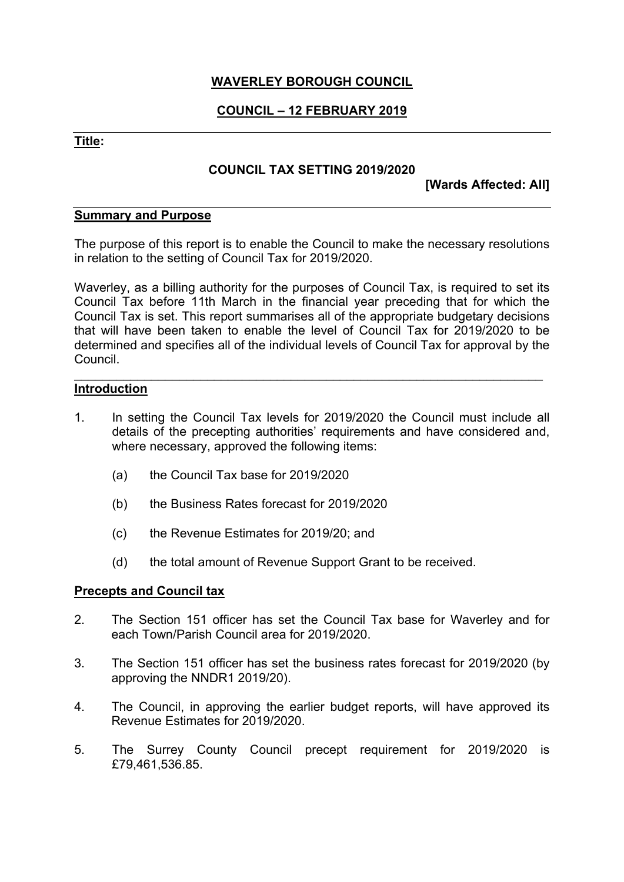**WAVERLEY BOROUGH COUNCIL**

**COUNCIL – 12 FEBRUARY 2019**

**Title:**

**COUNCIL TAX SETTING 2019/2020**

**[Wards Affected: All]**

## Summary and Purpose

The purpose of this report is to enable the Council to make the necessary resolutions in relation to the setting of Council Tax for 2019/2020.

Waverley, as a billing authority for the purposes of Council Tax, is required to set its Council Tax before 11th March in the financial year preceding that for which the Council Tax is set. This report summarises all of the appropriate budgetary decisions that will have been taken to enable the level of Council Tax for 2019/2020 to be determined and specifies all of the individual levels of Council Tax for approval by the Council.

## Introduction

1. In setting the Council Tax levels for 2019/2020 the Council must include all details of the precepting authorities' requirements and have considered and, where necessary, approved the following items:

   (a) the Council Tax base for 2019/2020

   (b) the Business Rates forecast for 2019/2020

   (c) the Revenue Estimates for 2019/20; and

   (d) the total amount of Revenue Support Grant to be received.

## Precepts and Council tax

2. The Section 151 officer has set the Council Tax base for Waverley and for each Town/Parish Council area for 2019/2020.

3. The Section 151 officer has set the business rates forecast for 2019/2020 (by approving the NNDR1 2019/20).

4. The Council, in approving the earlier budget reports, will have approved its Revenue Estimates for 2019/2020.

5. The Surrey County Council precept requirement for 2019/2020 is £79,461,536.85.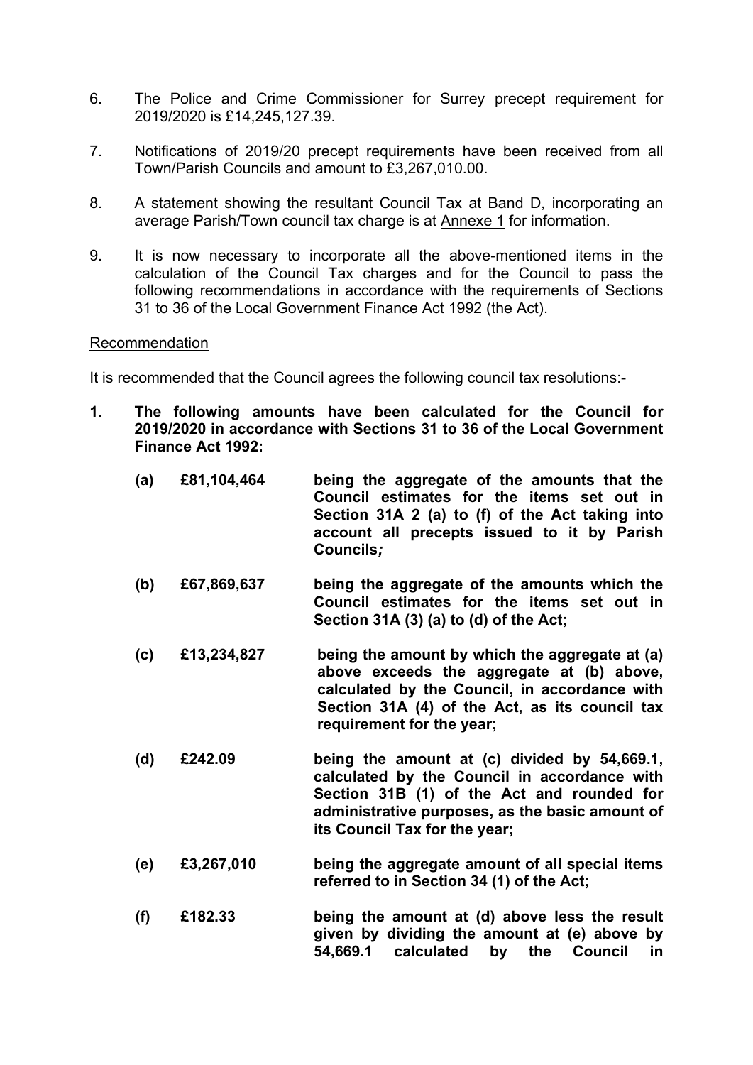6. The Police and Crime Commissioner for Surrey precept requirement for 2019/2020 is £14,245,127.39.

7. Notifications of 2019/20 precept requirements have been received from all Town/Parish Councils and amount to £3,267,010.00.

8. A statement showing the resultant Council Tax at Band D, incorporating an average Parish/Town council tax charge is at Annexe 1 for information.

9. It is now necessary to incorporate all the above-mentioned items in the calculation of the Council Tax charges and for the Council to pass the following recommendations in accordance with the requirements of Sections 31 to 36 of the Local Government Finance Act 1992 (the Act).

Recommendation

It is recommended that the Council agrees the following council tax resolutions:-

**1. The following amounts have been calculated for the Council for 2019/2020 in accordance with Sections 31 to 36 of the Local Government Finance Act 1992:**

**(a) £81,104,464 being the aggregate of the amounts that the Council estimates for the items set out in Section 31A 2 (a) to (f) of the Act taking into account all precepts issued to it by Parish Councils;**

**(b) £67,869,637 being the aggregate of the amounts which the Council estimates for the items set out in Section 31A (3) (a) to (d) of the Act;**

**(c) £13,234,827 being the amount by which the aggregate at (a) above exceeds the aggregate at (b) above, calculated by the Council, in accordance with Section 31A (4) of the Act, as its council tax requirement for the year;**

**(d) £242.09 being the amount at (c) divided by 54,669.1, calculated by the Council in accordance with Section 31B (1) of the Act and rounded for administrative purposes, as the basic amount of its Council Tax for the year;**

**(e) £3,267,010 being the aggregate amount of all special items referred to in Section 34 (1) of the Act;**

**(f) £182.33 being the amount at (d) above less the result given by dividing the amount at (e) above by 54,669.1 calculated by the Council in**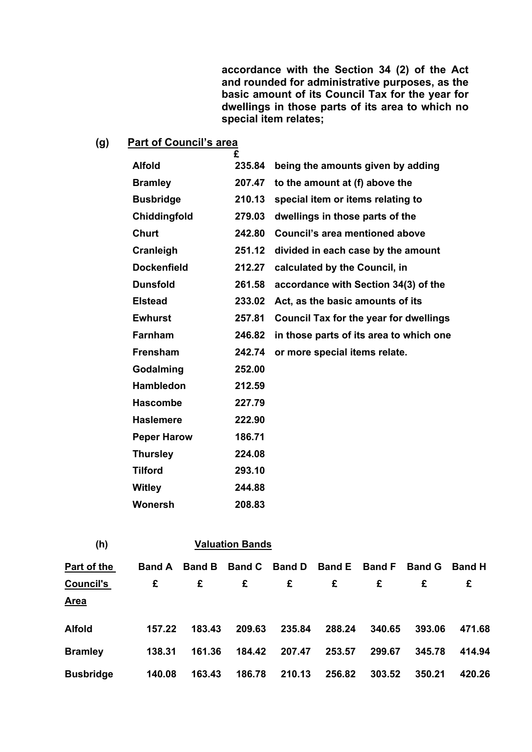**accordance with the Section 34 (2) of the Act and rounded for administrative purposes, as the basic amount of its Council Tax for the year for dwellings in those parts of its area to which no special item relates;**

**(g) Part of Council's area**

| | £ | |
|---|---|---|
| **Alfold** | **235.84** | **being the amounts given by adding** |
| **Bramley** | **207.47** | **to the amount at (f) above the** |
| **Busbridge** | **210.13** | **special item or items relating to** |
| **Chiddingfold** | **279.03** | **dwellings in those parts of the** |
| **Churt** | **242.80** | **Council's area mentioned above** |
| **Cranleigh** | **251.12** | **divided in each case by the amount** |
| **Dockenfield** | **212.27** | **calculated by the Council, in** |
| **Dunsfold** | **261.58** | **accordance with Section 34(3) of the** |
| **Elstead** | **233.02** | **Act, as the basic amounts of its** |
| **Ewhurst** | **257.81** | **Council Tax for the year for dwellings** |
| **Farnham** | **246.82** | **in those parts of its area to which one** |
| **Frensham** | **242.74** | **or more special items relate.** |
| **Godalming** | **252.00** | |
| **Hambledon** | **212.59** | |
| **Hascombe** | **227.79** | |
| **Haslemere** | **222.90** | |
| **Peper Harow** | **186.71** | |
| **Thursley** | **224.08** | |
| **Tilford** | **293.10** | |
| **Witley** | **244.88** | |
| **Wonersh** | **208.83** | |

**(h) Valuation Bands**

| Part of the Council's Area | Band A £ | Band B £ | Band C £ | Band D £ | Band E £ | Band F £ | Band G £ | Band H £ |
|---|---|---|---|---|---|---|---|---|
| **Alfold** | **157.22** | **183.43** | **209.63** | **235.84** | **288.24** | **340.65** | **393.06** | **471.68** |
| **Bramley** | **138.31** | **161.36** | **184.42** | **207.47** | **253.57** | **299.67** | **345.78** | **414.94** |
| **Busbridge** | **140.08** | **163.43** | **186.78** | **210.13** | **256.82** | **303.52** | **350.21** | **420.26** |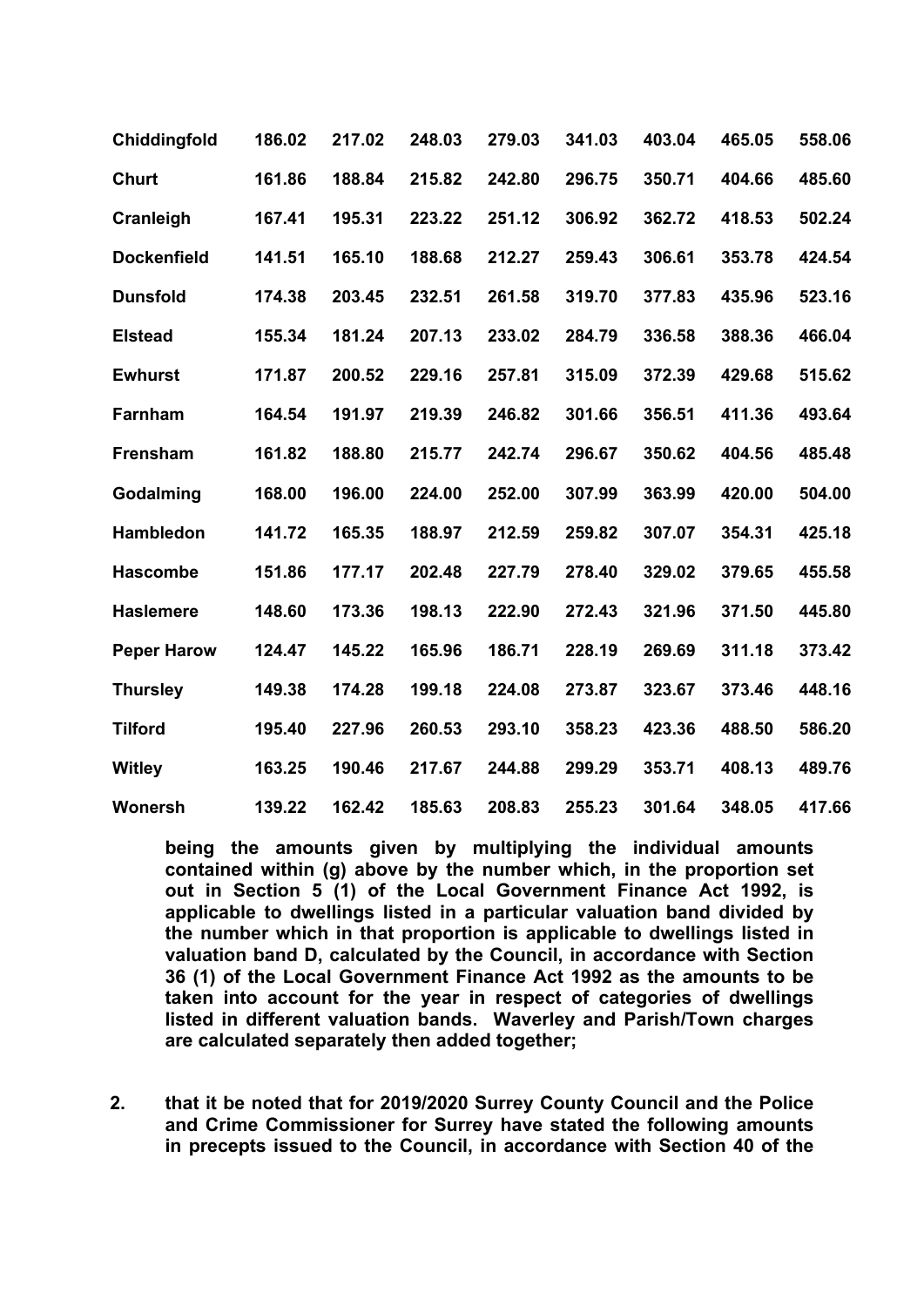| | | | | | | | | |
|---|---|---|---|---|---|---|---|---|
| **Chiddingfold** | **186.02** | **217.02** | **248.03** | **279.03** | **341.03** | **403.04** | **465.05** | **558.06** |
| **Churt** | **161.86** | **188.84** | **215.82** | **242.80** | **296.75** | **350.71** | **404.66** | **485.60** |
| **Cranleigh** | **167.41** | **195.31** | **223.22** | **251.12** | **306.92** | **362.72** | **418.53** | **502.24** |
| **Dockenfield** | **141.51** | **165.10** | **188.68** | **212.27** | **259.43** | **306.61** | **353.78** | **424.54** |
| **Dunsfold** | **174.38** | **203.45** | **232.51** | **261.58** | **319.70** | **377.83** | **435.96** | **523.16** |
| **Elstead** | **155.34** | **181.24** | **207.13** | **233.02** | **284.79** | **336.58** | **388.36** | **466.04** |
| **Ewhurst** | **171.87** | **200.52** | **229.16** | **257.81** | **315.09** | **372.39** | **429.68** | **515.62** |
| **Farnham** | **164.54** | **191.97** | **219.39** | **246.82** | **301.66** | **356.51** | **411.36** | **493.64** |
| **Frensham** | **161.82** | **188.80** | **215.77** | **242.74** | **296.67** | **350.62** | **404.56** | **485.48** |
| **Godalming** | **168.00** | **196.00** | **224.00** | **252.00** | **307.99** | **363.99** | **420.00** | **504.00** |
| **Hambledon** | **141.72** | **165.35** | **188.97** | **212.59** | **259.82** | **307.07** | **354.31** | **425.18** |
| **Hascombe** | **151.86** | **177.17** | **202.48** | **227.79** | **278.40** | **329.02** | **379.65** | **455.58** |
| **Haslemere** | **148.60** | **173.36** | **198.13** | **222.90** | **272.43** | **321.96** | **371.50** | **445.80** |
| **Peper Harow** | **124.47** | **145.22** | **165.96** | **186.71** | **228.19** | **269.69** | **311.18** | **373.42** |
| **Thursley** | **149.38** | **174.28** | **199.18** | **224.08** | **273.87** | **323.67** | **373.46** | **448.16** |
| **Tilford** | **195.40** | **227.96** | **260.53** | **293.10** | **358.23** | **423.36** | **488.50** | **586.20** |
| **Witley** | **163.25** | **190.46** | **217.67** | **244.88** | **299.29** | **353.71** | **408.13** | **489.76** |
| **Wonersh** | **139.22** | **162.42** | **185.63** | **208.83** | **255.23** | **301.64** | **348.05** | **417.66** |

**being the amounts given by multiplying the individual amounts contained within (g) above by the number which, in the proportion set out in Section 5 (1) of the Local Government Finance Act 1992, is applicable to dwellings listed in a particular valuation band divided by the number which in that proportion is applicable to dwellings listed in valuation band D, calculated by the Council, in accordance with Section 36 (1) of the Local Government Finance Act 1992 as the amounts to be taken into account for the year in respect of categories of dwellings listed in different valuation bands. Waverley and Parish/Town charges are calculated separately then added together;**

2. **that it be noted that for 2019/2020 Surrey County Council and the Police and Crime Commissioner for Surrey have stated the following amounts in precepts issued to the Council, in accordance with Section 40 of the**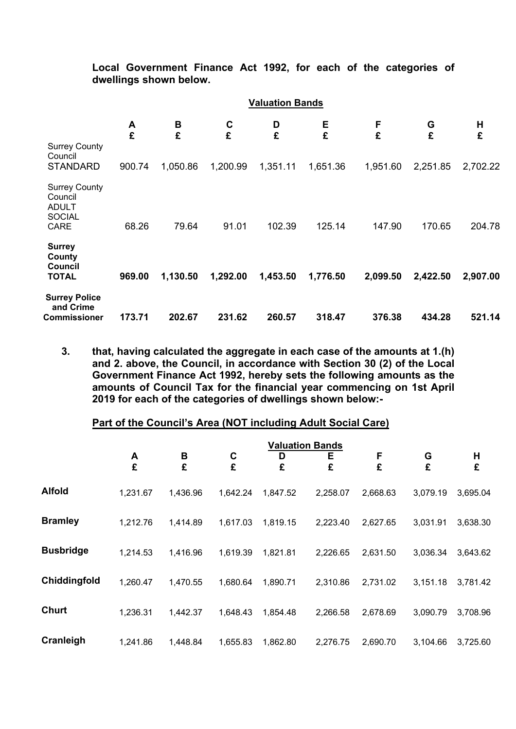**Local Government Finance Act 1992, for each of the categories of dwellings shown below.**

| | **Valuation Bands** | | | | | | | |
|---|---|---|---|---|---|---|---|---|
| | **A** **£** | **B** **£** | **C** **£** | **D** **£** | **E** **£** | **F** **£** | **G** **£** | **H** **£** |
| Surrey County Council STANDARD | 900.74 | 1,050.86 | 1,200.99 | 1,351.11 | 1,651.36 | 1,951.60 | 2,251.85 | 2,702.22 |
| Surrey County Council ADULT SOCIAL CARE | 68.26 | 79.64 | 91.01 | 102.39 | 125.14 | 147.90 | 170.65 | 204.78 |
| **Surrey County Council TOTAL** | **969.00** | **1,130.50** | **1,292.00** | **1,453.50** | **1,776.50** | **2,099.50** | **2,422.50** | **2,907.00** |
| **Surrey Police and Crime Commissioner** | **173.71** | **202.67** | **231.62** | **260.57** | **318.47** | **376.38** | **434.28** | **521.14** |

3. **that, having calculated the aggregate in each case of the amounts at 1.(h) and 2. above, the Council, in accordance with Section 30 (2) of the Local Government Finance Act 1992, hereby sets the following amounts as the amounts of Council Tax for the financial year commencing on 1st April 2019 for each of the categories of dwellings shown below:-**

**Part of the Council's Area (NOT including Adult Social Care)**

| | **Valuation Bands** | | | | | | | |
|---|---|---|---|---|---|---|---|---|
| | **A** **£** | **B** **£** | **C** **£** | **D** **£** | **E** **£** | **F** **£** | **G** **£** | **H** **£** |
| **Alfold** | 1,231.67 | 1,436.96 | 1,642.24 | 1,847.52 | 2,258.07 | 2,668.63 | 3,079.19 | 3,695.04 |
| **Bramley** | 1,212.76 | 1,414.89 | 1,617.03 | 1,819.15 | 2,223.40 | 2,627.65 | 3,031.91 | 3,638.30 |
| **Busbridge** | 1,214.53 | 1,416.96 | 1,619.39 | 1,821.81 | 2,226.65 | 2,631.50 | 3,036.34 | 3,643.62 |
| **Chiddingfold** | 1,260.47 | 1,470.55 | 1,680.64 | 1,890.71 | 2,310.86 | 2,731.02 | 3,151.18 | 3,781.42 |
| **Churt** | 1,236.31 | 1,442.37 | 1,648.43 | 1,854.48 | 2,266.58 | 2,678.69 | 3,090.79 | 3,708.96 |
| **Cranleigh** | 1,241.86 | 1,448.84 | 1,655.83 | 1,862.80 | 2,276.75 | 2,690.70 | 3,104.66 | 3,725.60 |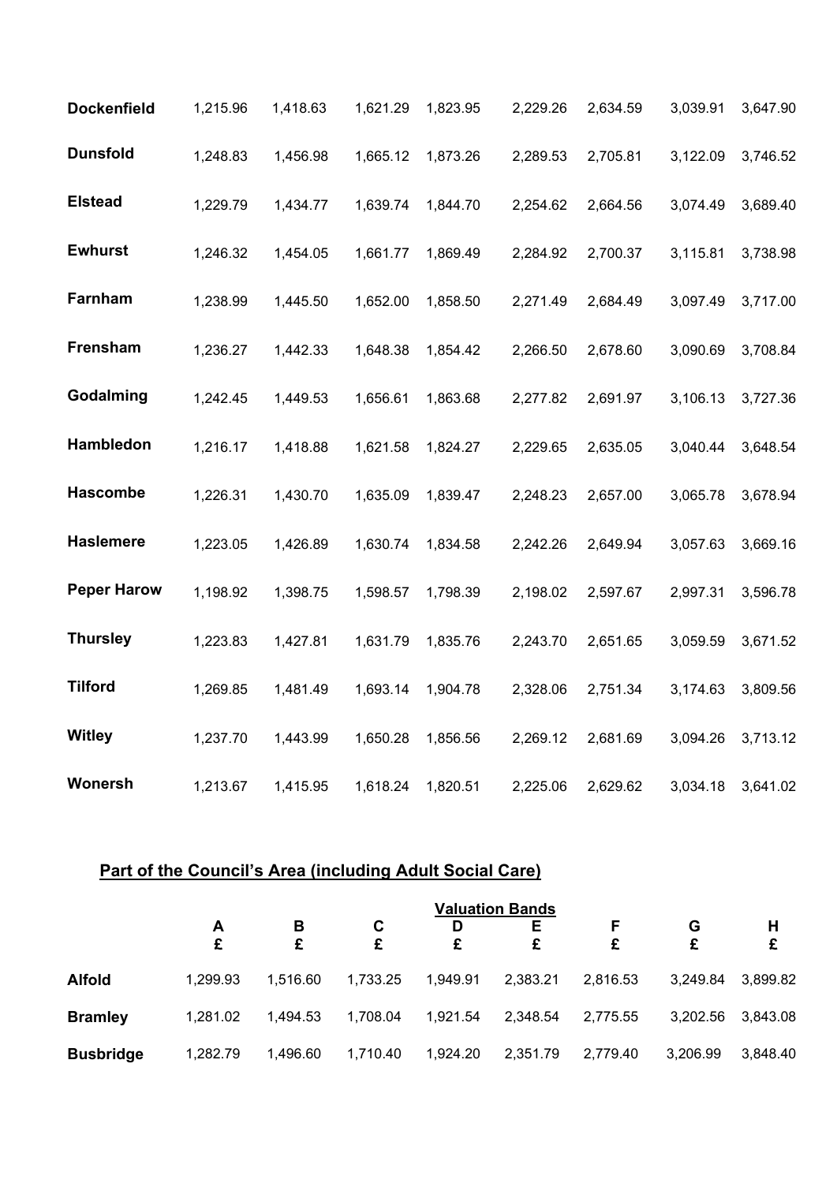| | | | | | | | | |
|---|---|---|---|---|---|---|---|---|
| **Dockenfield** | 1,215.96 | 1,418.63 | 1,621.29 | 1,823.95 | 2,229.26 | 2,634.59 | 3,039.91 | 3,647.90 |
| **Dunsfold** | 1,248.83 | 1,456.98 | 1,665.12 | 1,873.26 | 2,289.53 | 2,705.81 | 3,122.09 | 3,746.52 |
| **Elstead** | 1,229.79 | 1,434.77 | 1,639.74 | 1,844.70 | 2,254.62 | 2,664.56 | 3,074.49 | 3,689.40 |
| **Ewhurst** | 1,246.32 | 1,454.05 | 1,661.77 | 1,869.49 | 2,284.92 | 2,700.37 | 3,115.81 | 3,738.98 |
| **Farnham** | 1,238.99 | 1,445.50 | 1,652.00 | 1,858.50 | 2,271.49 | 2,684.49 | 3,097.49 | 3,717.00 |
| **Frensham** | 1,236.27 | 1,442.33 | 1,648.38 | 1,854.42 | 2,266.50 | 2,678.60 | 3,090.69 | 3,708.84 |
| **Godalming** | 1,242.45 | 1,449.53 | 1,656.61 | 1,863.68 | 2,277.82 | 2,691.97 | 3,106.13 | 3,727.36 |
| **Hambledon** | 1,216.17 | 1,418.88 | 1,621.58 | 1,824.27 | 2,229.65 | 2,635.05 | 3,040.44 | 3,648.54 |
| **Hascombe** | 1,226.31 | 1,430.70 | 1,635.09 | 1,839.47 | 2,248.23 | 2,657.00 | 3,065.78 | 3,678.94 |
| **Haslemere** | 1,223.05 | 1,426.89 | 1,630.74 | 1,834.58 | 2,242.26 | 2,649.94 | 3,057.63 | 3,669.16 |
| **Peper Harow** | 1,198.92 | 1,398.75 | 1,598.57 | 1,798.39 | 2,198.02 | 2,597.67 | 2,997.31 | 3,596.78 |
| **Thursley** | 1,223.83 | 1,427.81 | 1,631.79 | 1,835.76 | 2,243.70 | 2,651.65 | 3,059.59 | 3,671.52 |
| **Tilford** | 1,269.85 | 1,481.49 | 1,693.14 | 1,904.78 | 2,328.06 | 2,751.34 | 3,174.63 | 3,809.56 |
| **Witley** | 1,237.70 | 1,443.99 | 1,650.28 | 1,856.56 | 2,269.12 | 2,681.69 | 3,094.26 | 3,713.12 |
| **Wonersh** | 1,213.67 | 1,415.95 | 1,618.24 | 1,820.51 | 2,225.06 | 2,629.62 | 3,034.18 | 3,641.02 |

## Part of the Council's Area (including Adult Social Care)

| | Valuation Bands | | | | | | | |
|---|---|---|---|---|---|---|---|---|
| | A<br>£ | B<br>£ | C<br>£ | D<br>£ | E<br>£ | F<br>£ | G<br>£ | H<br>£ |
| **Alfold** | 1,299.93 | 1,516.60 | 1,733.25 | 1,949.91 | 2,383.21 | 2,816.53 | 3,249.84 | 3,899.82 |
| **Bramley** | 1,281.02 | 1,494.53 | 1,708.04 | 1,921.54 | 2,348.54 | 2,775.55 | 3,202.56 | 3,843.08 |
| **Busbridge** | 1,282.79 | 1,496.60 | 1,710.40 | 1,924.20 | 2,351.79 | 2,779.40 | 3,206.99 | 3,848.40 |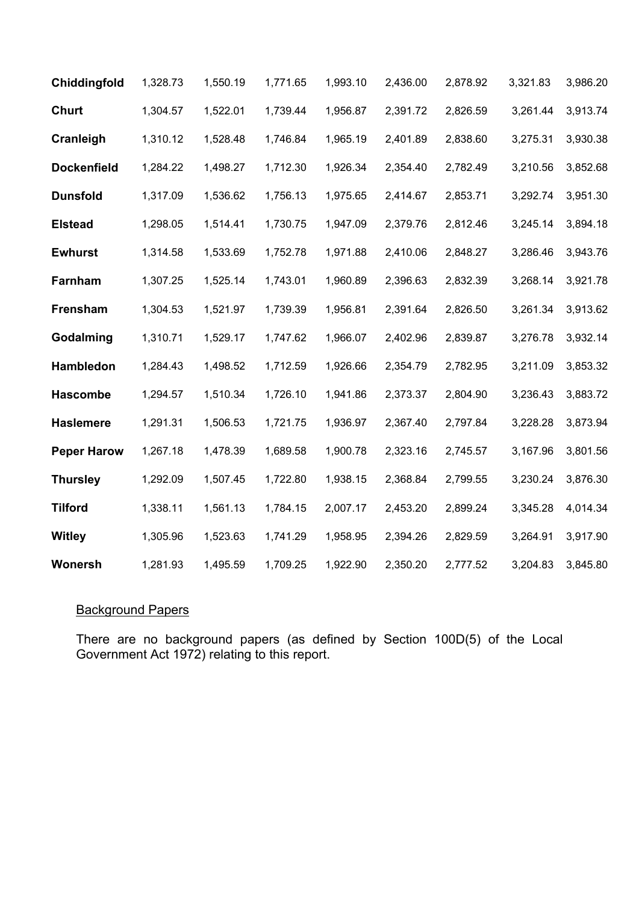| | | | | | | | | |
|---|---|---|---|---|---|---|---|---|
| **Chiddingfold** | 1,328.73 | 1,550.19 | 1,771.65 | 1,993.10 | 2,436.00 | 2,878.92 | 3,321.83 | 3,986.20 |
| **Churt** | 1,304.57 | 1,522.01 | 1,739.44 | 1,956.87 | 2,391.72 | 2,826.59 | 3,261.44 | 3,913.74 |
| **Cranleigh** | 1,310.12 | 1,528.48 | 1,746.84 | 1,965.19 | 2,401.89 | 2,838.60 | 3,275.31 | 3,930.38 |
| **Dockenfield** | 1,284.22 | 1,498.27 | 1,712.30 | 1,926.34 | 2,354.40 | 2,782.49 | 3,210.56 | 3,852.68 |
| **Dunsfold** | 1,317.09 | 1,536.62 | 1,756.13 | 1,975.65 | 2,414.67 | 2,853.71 | 3,292.74 | 3,951.30 |
| **Elstead** | 1,298.05 | 1,514.41 | 1,730.75 | 1,947.09 | 2,379.76 | 2,812.46 | 3,245.14 | 3,894.18 |
| **Ewhurst** | 1,314.58 | 1,533.69 | 1,752.78 | 1,971.88 | 2,410.06 | 2,848.27 | 3,286.46 | 3,943.76 |
| **Farnham** | 1,307.25 | 1,525.14 | 1,743.01 | 1,960.89 | 2,396.63 | 2,832.39 | 3,268.14 | 3,921.78 |
| **Frensham** | 1,304.53 | 1,521.97 | 1,739.39 | 1,956.81 | 2,391.64 | 2,826.50 | 3,261.34 | 3,913.62 |
| **Godalming** | 1,310.71 | 1,529.17 | 1,747.62 | 1,966.07 | 2,402.96 | 2,839.87 | 3,276.78 | 3,932.14 |
| **Hambledon** | 1,284.43 | 1,498.52 | 1,712.59 | 1,926.66 | 2,354.79 | 2,782.95 | 3,211.09 | 3,853.32 |
| **Hascombe** | 1,294.57 | 1,510.34 | 1,726.10 | 1,941.86 | 2,373.37 | 2,804.90 | 3,236.43 | 3,883.72 |
| **Haslemere** | 1,291.31 | 1,506.53 | 1,721.75 | 1,936.97 | 2,367.40 | 2,797.84 | 3,228.28 | 3,873.94 |
| **Peper Harow** | 1,267.18 | 1,478.39 | 1,689.58 | 1,900.78 | 2,323.16 | 2,745.57 | 3,167.96 | 3,801.56 |
| **Thursley** | 1,292.09 | 1,507.45 | 1,722.80 | 1,938.15 | 2,368.84 | 2,799.55 | 3,230.24 | 3,876.30 |
| **Tilford** | 1,338.11 | 1,561.13 | 1,784.15 | 2,007.17 | 2,453.20 | 2,899.24 | 3,345.28 | 4,014.34 |
| **Witley** | 1,305.96 | 1,523.63 | 1,741.29 | 1,958.95 | 2,394.26 | 2,829.59 | 3,264.91 | 3,917.90 |
| **Wonersh** | 1,281.93 | 1,495.59 | 1,709.25 | 1,922.90 | 2,350.20 | 2,777.52 | 3,204.83 | 3,845.80 |

Background Papers

There are no background papers (as defined by Section 100D(5) of the Local Government Act 1972) relating to this report.